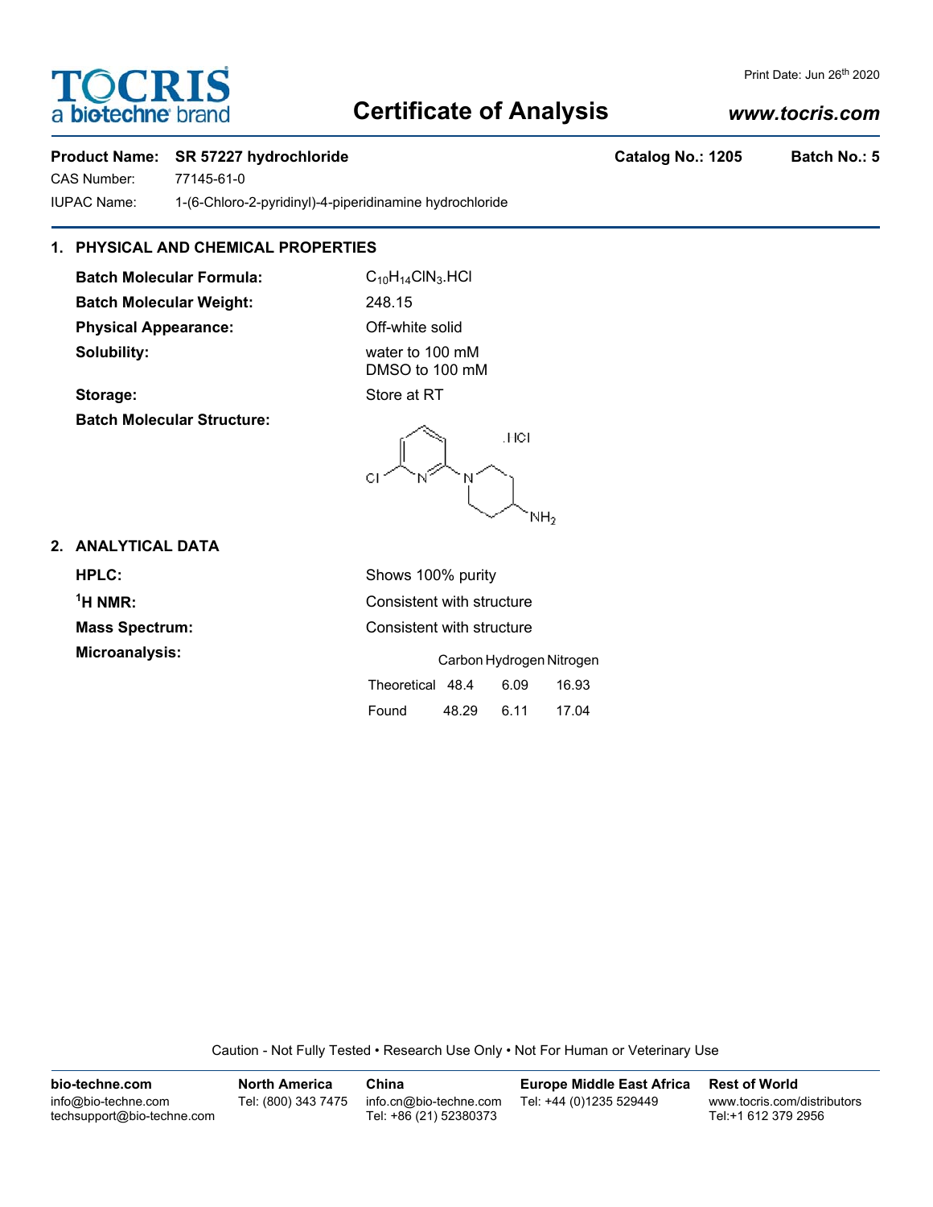TOCRIS
a biotechne brand

Print Date: Jun 26th 2020

# Certificate of Analysis

*www.tocris.com*

**Product Name: SR 57227 hydrochloride** **Catalog No.: 1205** **Batch No.: 5**

CAS Number: 77145-61-0

IUPAC Name: 1-(6-Chloro-2-pyridinyl)-4-piperidinamine hydrochloride

## 1. PHYSICAL AND CHEMICAL PROPERTIES

**Batch Molecular Formula:** $C_{10}H_{14}ClN_3$.HCl

**Batch Molecular Weight:** 248.15

**Physical Appearance:** Off-white solid

**Solubility:** water to 100 mM
DMSO to 100 mM

**Storage:** Store at RT

**Batch Molecular Structure:**

## 2. ANALYTICAL DATA

**HPLC:** Shows 100% purity

**$^1$H NMR:** Consistent with structure

**Mass Spectrum:** Consistent with structure

**Microanalysis:**

| | Carbon | Hydrogen | Nitrogen |
|---|---|---|---|
| Theoretical | 48.4 | 6.09 | 16.93 |
| Found | 48.29 | 6.11 | 17.04 |

Caution - Not Fully Tested • Research Use Only • Not For Human or Veterinary Use

**bio-techne.com**
info@bio-techne.com
techsupport@bio-techne.com

**North America**
Tel: (800) 343 7475

**China**
info.cn@bio-techne.com
Tel: +86 (21) 52380373

**Europe Middle East Africa**
Tel: +44 (0)1235 529449

**Rest of World**
www.tocris.com/distributors
Tel:+1 612 379 2956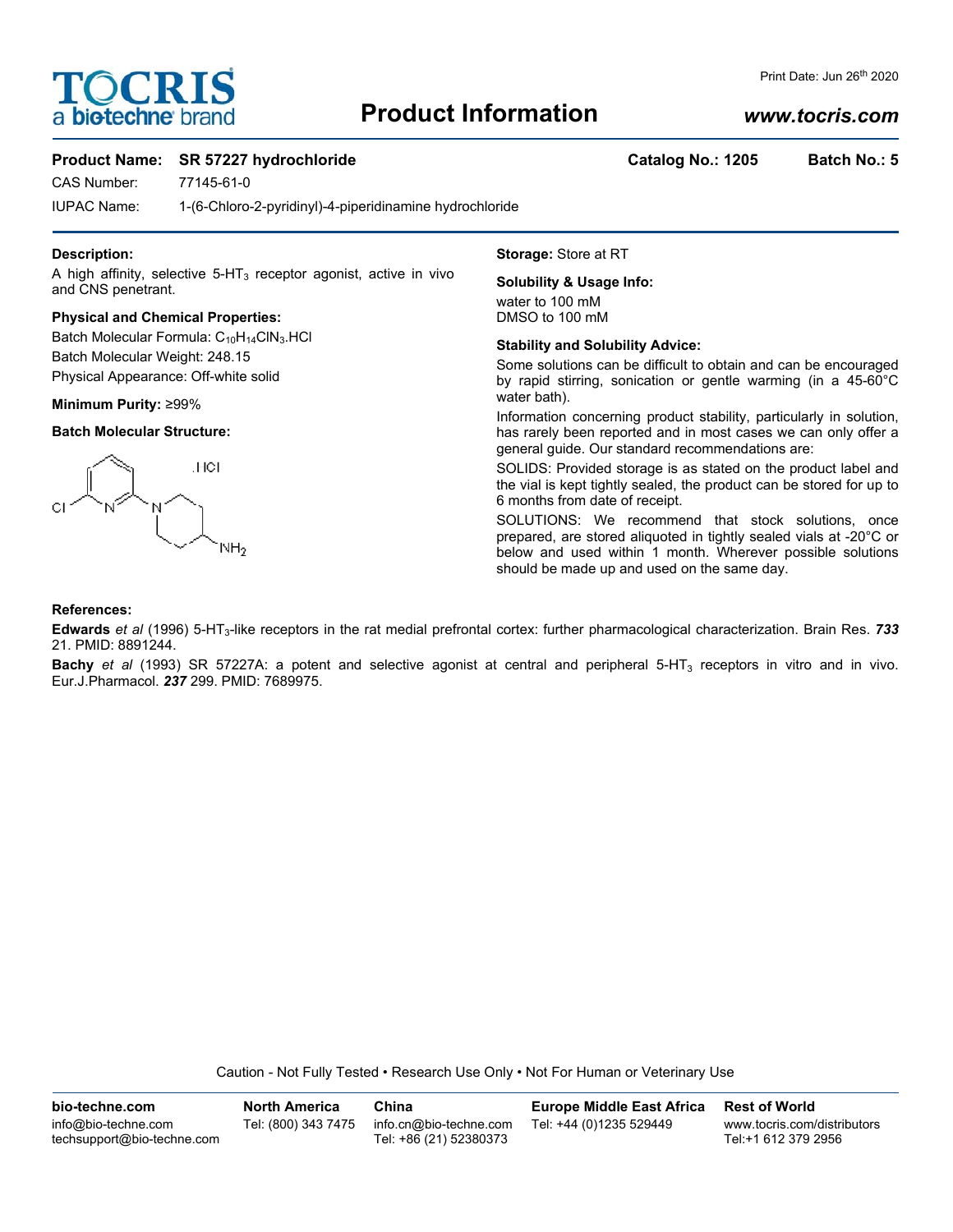# Product Information

*www.tocris.com*

**Product Name:** SR 57227 hydrochloride **Catalog No.:** 1205 **Batch No.:** 5

CAS Number: 77145-61-0

IUPAC Name: 1-(6-Chloro-2-pyridinyl)-4-piperidinamine hydrochloride

**Description:**

A high affinity, selective 5-$HT_3$ receptor agonist, active in vivo and CNS penetrant.

**Physical and Chemical Properties:**

Batch Molecular Formula: $C_{10}H_{14}ClN_3$.HCl

Batch Molecular Weight: 248.15

Physical Appearance: Off-white solid

**Minimum Purity:** ≥99%

**Batch Molecular Structure:**

.HCl

Cl N N NH2

**Storage:** Store at RT

**Solubility & Usage Info:**

water to 100 mM

DMSO to 100 mM

**Stability and Solubility Advice:**

Some solutions can be difficult to obtain and can be encouraged by rapid stirring, sonication or gentle warming (in a 45-60°C water bath).

Information concerning product stability, particularly in solution, has rarely been reported and in most cases we can only offer a general guide. Our standard recommendations are:

SOLIDS: Provided storage is as stated on the product label and the vial is kept tightly sealed, the product can be stored for up to 6 months from date of receipt.

SOLUTIONS: We recommend that stock solutions, once prepared, are stored aliquoted in tightly sealed vials at -20°C or below and used within 1 month. Wherever possible solutions should be made up and used on the same day.

**References:**

**Edwards** *et al* (1996) 5-$HT_3$-like receptors in the rat medial prefrontal cortex: further pharmacological characterization. Brain Res. ***733*** 21. PMID: 8891244.

**Bachy** *et al* (1993) SR 57227A: a potent and selective agonist at central and peripheral 5-$HT_3$ receptors in vitro and in vivo. Eur.J.Pharmacol. ***237*** 299. PMID: 7689975.

Caution - Not Fully Tested • Research Use Only • Not For Human or Veterinary Use

| bio-techne.com | North America | China | Europe Middle East Africa | Rest of World |
|---|---|---|---|---|
| info@bio-techne.com techsupport@bio-techne.com | Tel: (800) 343 7475 | info.cn@bio-techne.com Tel: +86 (21) 52380373 | Tel: +44 (0)1235 529449 | www.tocris.com/distributors Tel:+1 612 379 2956 |